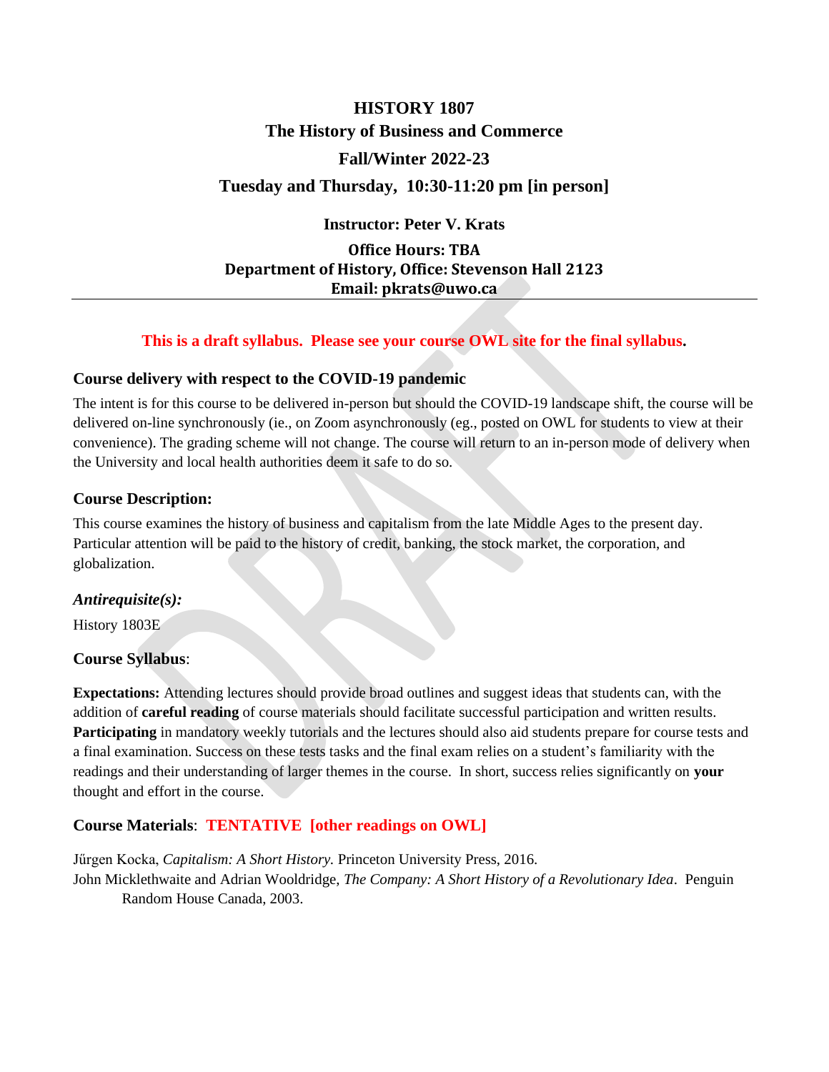# HISTORY 1807

## The History of Business and Commerce

## Fall/Winter 2022-23

## Tuesday and Thursday, 10:30-11:20 pm [in person]

**Instructor: Peter V. Krats**

**Office Hours: TBA**
**Department of History, Office: Stevenson Hall 2123**
**Email: pkrats@uwo.ca**

---

**This is a draft syllabus. Please see your course OWL site for the final syllabus.**

### Course delivery with respect to the COVID-19 pandemic

The intent is for this course to be delivered in-person but should the COVID-19 landscape shift, the course will be delivered on-line synchronously (ie., on Zoom asynchronously (eg., posted on OWL for students to view at their convenience). The grading scheme will not change. The course will return to an in-person mode of delivery when the University and local health authorities deem it safe to do so.

### Course Description:

This course examines the history of business and capitalism from the late Middle Ages to the present day. Particular attention will be paid to the history of credit, banking, the stock market, the corporation, and globalization.

### *Antirequisite(s):*

History 1803E

### Course Syllabus:

**Expectations:** Attending lectures should provide broad outlines and suggest ideas that students can, with the addition of **careful reading** of course materials should facilitate successful participation and written results. **Participating** in mandatory weekly tutorials and the lectures should also aid students prepare for course tests and a final examination. Success on these tests tasks and the final exam relies on a student's familiarity with the readings and their understanding of larger themes in the course. In short, success relies significantly on **your** thought and effort in the course.

### Course Materials: TENTATIVE [other readings on OWL]

Jűrgen Kocka, *Capitalism: A Short History.* Princeton University Press, 2016.
John Micklethwaite and Adrian Wooldridge, *The Company: A Short History of a Revolutionary Idea*. Penguin Random House Canada, 2003.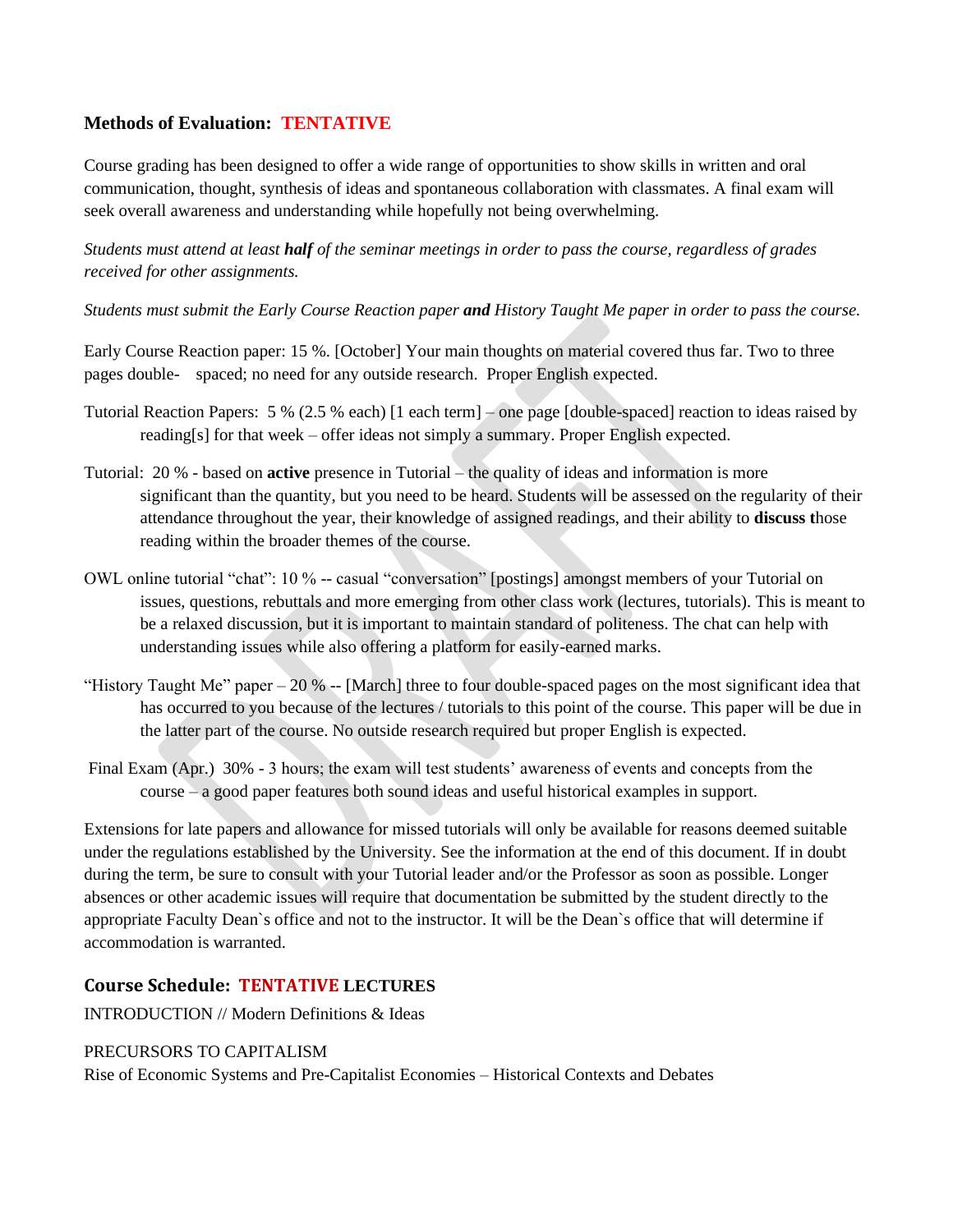### Methods of Evaluation: TENTATIVE

Course grading has been designed to offer a wide range of opportunities to show skills in written and oral communication, thought, synthesis of ideas and spontaneous collaboration with classmates. A final exam will seek overall awareness and understanding while hopefully not being overwhelming.

*Students must attend at least **half** of the seminar meetings in order to pass the course, regardless of grades received for other assignments.*

*Students must submit the Early Course Reaction paper **and** History Taught Me paper in order to pass the course.*

Early Course Reaction paper: 15 %. [October] Your main thoughts on material covered thus far. Two to three pages double- spaced; no need for any outside research. Proper English expected.

Tutorial Reaction Papers: 5 % (2.5 % each) [1 each term] – one page [double-spaced] reaction to ideas raised by reading[s] for that week – offer ideas not simply a summary. Proper English expected.

Tutorial: 20 % - based on **active** presence in Tutorial – the quality of ideas and information is more significant than the quantity, but you need to be heard. Students will be assessed on the regularity of their attendance throughout the year, their knowledge of assigned readings, and their ability to **discuss t**hose reading within the broader themes of the course.

OWL online tutorial "chat": 10 % -- casual "conversation" [postings] amongst members of your Tutorial on issues, questions, rebuttals and more emerging from other class work (lectures, tutorials). This is meant to be a relaxed discussion, but it is important to maintain standard of politeness. The chat can help with understanding issues while also offering a platform for easily-earned marks.

"History Taught Me" paper – 20 % -- [March] three to four double-spaced pages on the most significant idea that has occurred to you because of the lectures / tutorials to this point of the course. This paper will be due in the latter part of the course. No outside research required but proper English is expected.

Final Exam (Apr.) 30% - 3 hours; the exam will test students' awareness of events and concepts from the course – a good paper features both sound ideas and useful historical examples in support.

Extensions for late papers and allowance for missed tutorials will only be available for reasons deemed suitable under the regulations established by the University. See the information at the end of this document. If in doubt during the term, be sure to consult with your Tutorial leader and/or the Professor as soon as possible. Longer absences or other academic issues will require that documentation be submitted by the student directly to the appropriate Faculty Dean`s office and not to the instructor. It will be the Dean`s office that will determine if accommodation is warranted.

### Course Schedule: TENTATIVE LECTURES

INTRODUCTION // Modern Definitions & Ideas

PRECURSORS TO CAPITALISM
Rise of Economic Systems and Pre-Capitalist Economies – Historical Contexts and Debates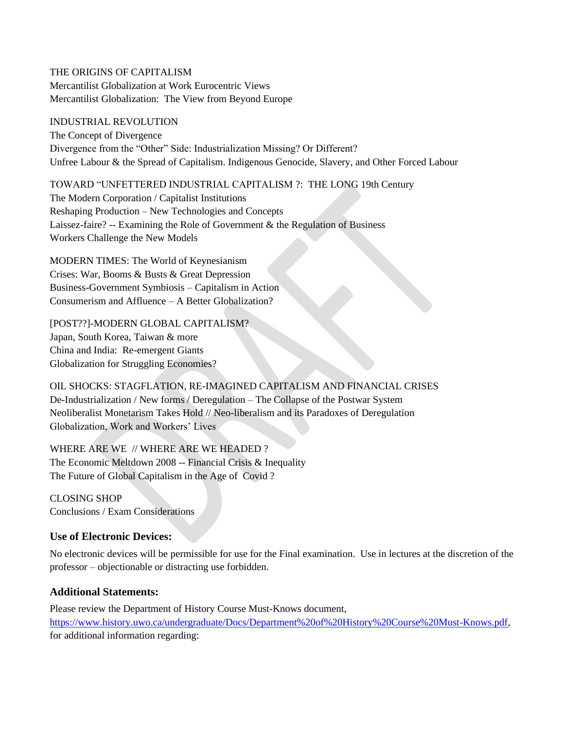THE ORIGINS OF CAPITALISM
Mercantilist Globalization at Work Eurocentric Views
Mercantilist Globalization: The View from Beyond Europe

INDUSTRIAL REVOLUTION
The Concept of Divergence
Divergence from the "Other" Side: Industrialization Missing? Or Different?
Unfree Labour & the Spread of Capitalism. Indigenous Genocide, Slavery, and Other Forced Labour

TOWARD "UNFETTERED INDUSTRIAL CAPITALISM ?: THE LONG 19th Century
The Modern Corporation / Capitalist Institutions
Reshaping Production – New Technologies and Concepts
Laissez-faire? -- Examining the Role of Government & the Regulation of Business
Workers Challenge the New Models

MODERN TIMES: The World of Keynesianism
Crises: War, Booms & Busts & Great Depression
Business-Government Symbiosis – Capitalism in Action
Consumerism and Affluence – A Better Globalization?

[POST??]-MODERN GLOBAL CAPITALISM?
Japan, South Korea, Taiwan & more
China and India: Re-emergent Giants
Globalization for Struggling Economies?

OIL SHOCKS: STAGFLATION, RE-IMAGINED CAPITALISM AND FINANCIAL CRISES
De-Industrialization / New forms / Deregulation – The Collapse of the Postwar System
Neoliberalist Monetarism Takes Hold // Neo-liberalism and its Paradoxes of Deregulation
Globalization, Work and Workers' Lives

WHERE ARE WE // WHERE ARE WE HEADED ?
The Economic Meltdown 2008 -- Financial Crisis & Inequality
The Future of Global Capitalism in the Age of Covid ?

CLOSING SHOP
Conclusions / Exam Considerations

### Use of Electronic Devices:

No electronic devices will be permissible for use for the Final examination. Use in lectures at the discretion of the professor – objectionable or distracting use forbidden.

### Additional Statements:

Please review the Department of History Course Must-Knows document, https://www.history.uwo.ca/undergraduate/Docs/Department%20of%20History%20Course%20Must-Knows.pdf, for additional information regarding: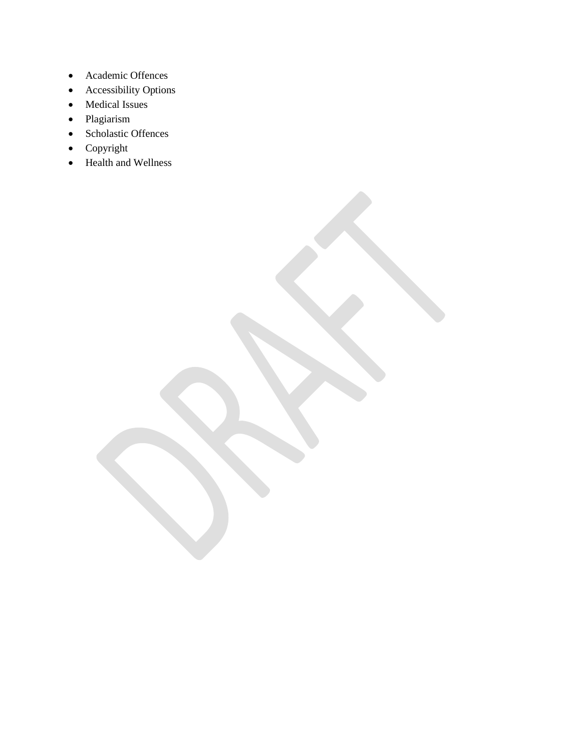- Academic Offences
- Accessibility Options
- Medical Issues
- Plagiarism
- Scholastic Offences
- Copyright
- Health and Wellness